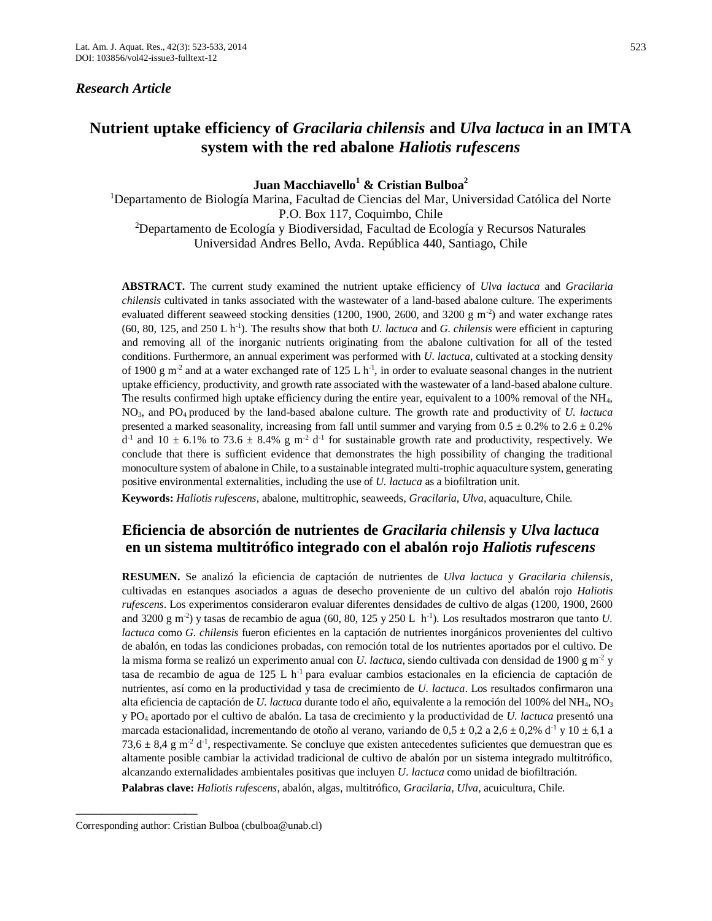*Research Article*

# Nutrient uptake efficiency of *Gracilaria chilensis* and *Ulva lactuca* in an IMTA system with the red abalone *Haliotis rufescens*

**Juan Macchiavello[1] & Cristian Bulboa[2]**

[1]Departamento de Biología Marina, Facultad de Ciencias del Mar, Universidad Católica del Norte
P.O. Box 117, Coquimbo, Chile
[2]Departamento de Ecología y Biodiversidad, Facultad de Ecología y Recursos Naturales
Universidad Andres Bello, Avda. República 440, Santiago, Chile

**ABSTRACT.** The current study examined the nutrient uptake efficiency of *Ulva lactuca* and *Gracilaria chilensis* cultivated in tanks associated with the wastewater of a land-based abalone culture. The experiments evaluated different seaweed stocking densities (1200, 1900, 2600, and 3200 g $m^{-2}$) and water exchange rates (60, 80, 125, and 250 L $h^{-1}$). The results show that both *U. lactuca* and *G. chilensis* were efficient in capturing and removing all of the inorganic nutrients originating from the abalone cultivation for all of the tested conditions. Furthermore, an annual experiment was performed with *U. lactuca*, cultivated at a stocking density of 1900 g $m^{-2}$ and at a water exchanged rate of 125 L $h^{-1}$, in order to evaluate seasonal changes in the nutrient uptake efficiency, productivity, and growth rate associated with the wastewater of a land-based abalone culture. The results confirmed high uptake efficiency during the entire year, equivalent to a 100% removal of the $NH_4$, $NO_3$, and $PO_4$ produced by the land-based abalone culture. The growth rate and productivity of *U. lactuca* presented a marked seasonality, increasing from fall until summer and varying from 0.5 ± 0.2% to 2.6 ± 0.2% $d^{-1}$ and 10 ± 6.1% to 73.6 ± 8.4% g $m^{-2}$ $d^{-1}$ for sustainable growth rate and productivity, respectively. We conclude that there is sufficient evidence that demonstrates the high possibility of changing the traditional monoculture system of abalone in Chile, to a sustainable integrated multi-trophic aquaculture system, generating positive environmental externalities, including the use of *U. lactuca* as a biofiltration unit.

**Keywords:** *Haliotis rufescens*, abalone, multitrophic, seaweeds, *Gracilaria*, *Ulva*, aquaculture, Chile.

## Eficiencia de absorción de nutrientes de *Gracilaria chilensis* y *Ulva lactuca* en un sistema multitrófico integrado con el abalón rojo *Haliotis rufescens*

**RESUMEN.** Se analizó la eficiencia de captación de nutrientes de *Ulva lactuca* y *Gracilaria chilensis*, cultivadas en estanques asociados a aguas de desecho proveniente de un cultivo del abalón rojo *Haliotis rufescens*. Los experimentos consideraron evaluar diferentes densidades de cultivo de algas (1200, 1900, 2600 and 3200 g $m^{-2}$) y tasas de recambio de agua (60, 80, 125 y 250 L $h^{-1}$). Los resultados mostraron que tanto *U. lactuca* como *G. chilensis* fueron eficientes en la captación de nutrientes inorgánicos provenientes del cultivo de abalón, en todas las condiciones probadas, con remoción total de los nutrientes aportados por el cultivo. De la misma forma se realizó un experimento anual con *U. lactuca*, siendo cultivada con densidad de 1900 g $m^{-2}$ y tasa de recambio de agua de 125 L $h^{-1}$ para evaluar cambios estacionales en la eficiencia de captación de nutrientes, así como en la productividad y tasa de crecimiento de *U. lactuca*. Los resultados confirmaron una alta eficiencia de captación de *U. lactuca* durante todo el año, equivalente a la remoción del 100% del $NH_4$, $NO_3$ y $PO_4$ aportado por el cultivo de abalón. La tasa de crecimiento y la productividad de *U. lactuca* presentó una marcada estacionalidad, incrementando de otoño al verano, variando de 0,5 ± 0,2 a 2,6 ± 0,2% $d^{-1}$ y 10 ± 6,1 a 73,6 ± 8,4 g $m^{-2}$ $d^{-1}$, respectivamente. Se concluye que existen antecedentes suficientes que demuestran que es altamente posible cambiar la actividad tradicional de cultivo de abalón por un sistema integrado multitrófico, alcanzando externalidades ambientales positivas que incluyen *U. lactuca* como unidad de biofiltración.

**Palabras clave:** *Haliotis rufescens*, abalón, algas, multitrófico, *Gracilaria*, *Ulva*, acuicultura, Chile.

---

Corresponding author: Cristian Bulboa (cbulboa@unab.cl)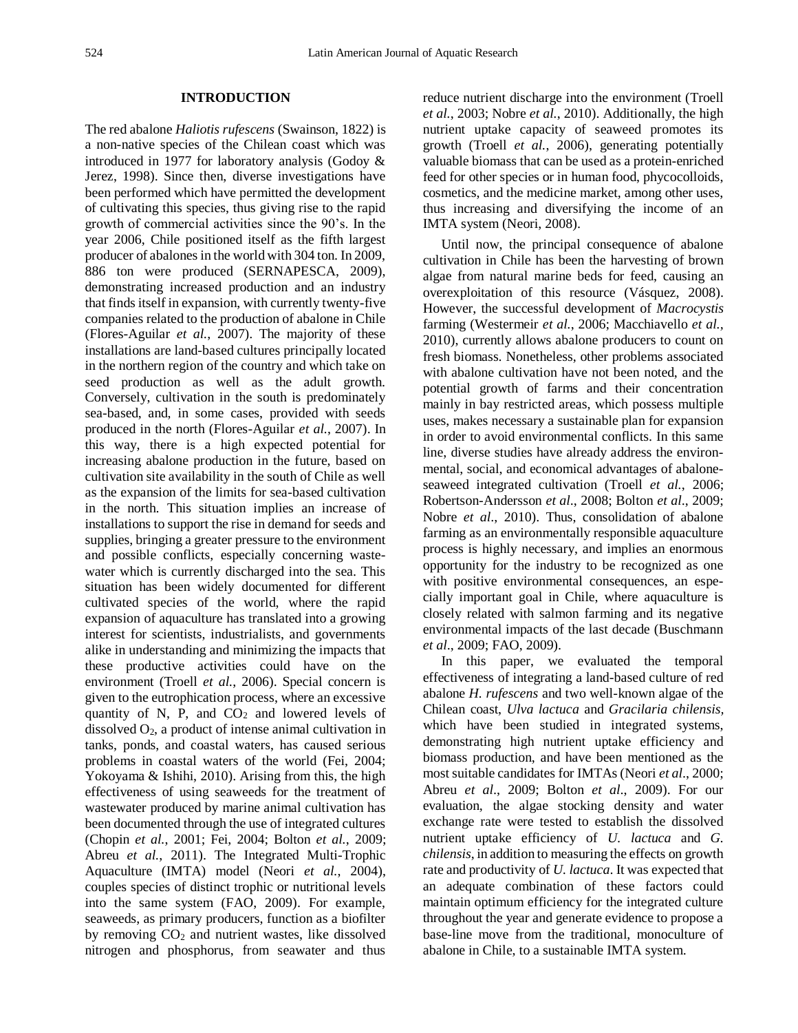## INTRODUCTION

The red abalone *Haliotis rufescens* (Swainson, 1822) is a non-native species of the Chilean coast which was introduced in 1977 for laboratory analysis (Godoy & Jerez, 1998). Since then, diverse investigations have been performed which have permitted the development of cultivating this species, thus giving rise to the rapid growth of commercial activities since the 90's. In the year 2006, Chile positioned itself as the fifth largest producer of abalones in the world with 304 ton. In 2009, 886 ton were produced (SERNAPESCA, 2009), demonstrating increased production and an industry that finds itself in expansion, with currently twenty-five companies related to the production of abalone in Chile (Flores-Aguilar *et al.*, 2007). The majority of these installations are land-based cultures principally located in the northern region of the country and which take on seed production as well as the adult growth. Conversely, cultivation in the south is predominately sea-based, and, in some cases, provided with seeds produced in the north (Flores-Aguilar *et al.*, 2007). In this way, there is a high expected potential for increasing abalone production in the future, based on cultivation site availability in the south of Chile as well as the expansion of the limits for sea-based cultivation in the north. This situation implies an increase of installations to support the rise in demand for seeds and supplies, bringing a greater pressure to the environment and possible conflicts, especially concerning waste-water which is currently discharged into the sea. This situation has been widely documented for different cultivated species of the world, where the rapid expansion of aquaculture has translated into a growing interest for scientists, industrialists, and governments alike in understanding and minimizing the impacts that these productive activities could have on the environment (Troell *et al.*, 2006). Special concern is given to the eutrophication process, where an excessive quantity of N, P, and $CO_2$ and lowered levels of dissolved $O_2$, a product of intense animal cultivation in tanks, ponds, and coastal waters, has caused serious problems in coastal waters of the world (Fei, 2004; Yokoyama & Ishihi, 2010). Arising from this, the high effectiveness of using seaweeds for the treatment of wastewater produced by marine animal cultivation has been documented through the use of integrated cultures (Chopin *et al.*, 2001; Fei, 2004; Bolton *et al.*, 2009; Abreu *et al.*, 2011). The Integrated Multi-Trophic Aquaculture (IMTA) model (Neori *et al.*, 2004), couples species of distinct trophic or nutritional levels into the same system (FAO, 2009). For example, seaweeds, as primary producers, function as a biofilter by removing $CO_2$ and nutrient wastes, like dissolved nitrogen and phosphorus, from seawater and thus reduce nutrient discharge into the environment (Troell *et al.*, 2003; Nobre *et al.*, 2010). Additionally, the high nutrient uptake capacity of seaweed promotes its growth (Troell *et al.*, 2006), generating potentially valuable biomass that can be used as a protein-enriched feed for other species or in human food, phycocolloids, cosmetics, and the medicine market, among other uses, thus increasing and diversifying the income of an IMTA system (Neori, 2008).

Until now, the principal consequence of abalone cultivation in Chile has been the harvesting of brown algae from natural marine beds for feed, causing an overexploitation of this resource (Vásquez, 2008). However, the successful development of *Macrocystis* farming (Westermeir *et al.*, 2006; Macchiavello *et al.*, 2010), currently allows abalone producers to count on fresh biomass. Nonetheless, other problems associated with abalone cultivation have not been noted, and the potential growth of farms and their concentration mainly in bay restricted areas, which possess multiple uses, makes necessary a sustainable plan for expansion in order to avoid environmental conflicts. In this same line, diverse studies have already address the environmental, social, and economical advantages of abalone-seaweed integrated cultivation (Troell *et al.*, 2006; Robertson-Andersson *et al*., 2008; Bolton *et al*., 2009; Nobre *et al*., 2010). Thus, consolidation of abalone farming as an environmentally responsible aquaculture process is highly necessary, and implies an enormous opportunity for the industry to be recognized as one with positive environmental consequences, an especially important goal in Chile, where aquaculture is closely related with salmon farming and its negative environmental impacts of the last decade (Buschmann *et al*., 2009; FAO, 2009).

In this paper, we evaluated the temporal effectiveness of integrating a land-based culture of red abalone *H. rufescens* and two well-known algae of the Chilean coast, *Ulva lactuca* and *Gracilaria chilensis*, which have been studied in integrated systems, demonstrating high nutrient uptake efficiency and biomass production, and have been mentioned as the most suitable candidates for IMTAs (Neori *et al*., 2000; Abreu *et al*., 2009; Bolton *et al*., 2009). For our evaluation, the algae stocking density and water exchange rate were tested to establish the dissolved nutrient uptake efficiency of *U. lactuca* and *G. chilensis*, in addition to measuring the effects on growth rate and productivity of *U. lactuca*. It was expected that an adequate combination of these factors could maintain optimum efficiency for the integrated culture throughout the year and generate evidence to propose a base-line move from the traditional, monoculture of abalone in Chile, to a sustainable IMTA system.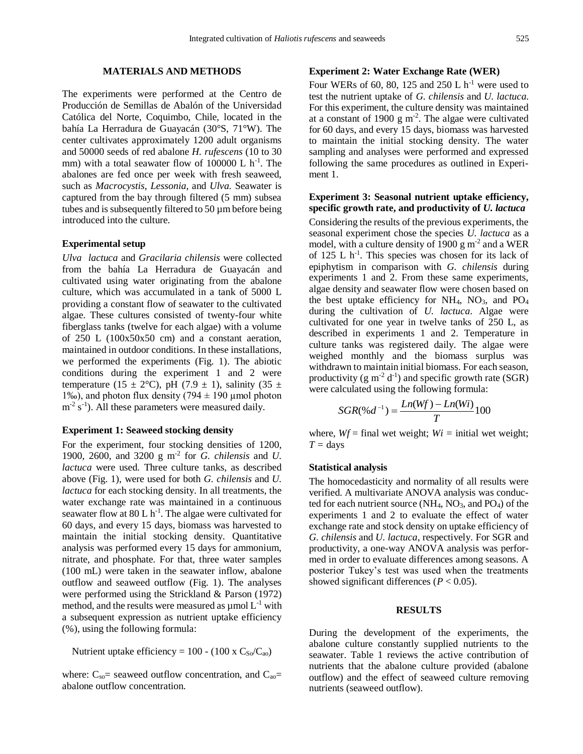## MATERIALS AND METHODS

The experiments were performed at the Centro de Producción de Semillas de Abalón of the Universidad Católica del Norte, Coquimbo, Chile, located in the bahía La Herradura de Guayacán (30°S, 71°W). The center cultivates approximately 1200 adult organisms and 50000 seeds of red abalone *H. rufescens* (10 to 30 mm) with a total seawater flow of 100000 L $h^{-1}$. The abalones are fed once per week with fresh seaweed, such as *Macrocystis*, *Lessonia*, and *Ulva*. Seawater is captured from the bay through filtered (5 mm) subsea tubes and is subsequently filtered to 50 µm before being introduced into the culture.

### Experimental setup

*Ulva lactuca* and *Gracilaria chilensis* were collected from the bahía La Herradura de Guayacán and cultivated using water originating from the abalone culture, which was accumulated in a tank of 5000 L providing a constant flow of seawater to the cultivated algae. These cultures consisted of twenty-four white fiberglass tanks (twelve for each algae) with a volume of 250 L (100x50x50 cm) and a constant aeration, maintained in outdoor conditions. In these installations, we performed the experiments (Fig. 1). The abiotic conditions during the experiment 1 and 2 were temperature (15 ± 2°C), pH (7.9 ± 1), salinity (35 ± 1‰), and photon flux density (794 ± 190 µmol photon $m^{-2}$ $s^{-1}$). All these parameters were measured daily.

### Experiment 1: Seaweed stocking density

For the experiment, four stocking densities of 1200, 1900, 2600, and 3200 g $m^{-2}$ for *G. chilensis* and *U. lactuca* were used. Three culture tanks, as described above (Fig. 1), were used for both *G. chilensis* and *U. lactuca* for each stocking density. In all treatments, the water exchange rate was maintained in a continuous seawater flow at 80 L $h^{-1}$. The algae were cultivated for 60 days, and every 15 days, biomass was harvested to maintain the initial stocking density. Quantitative analysis was performed every 15 days for ammonium, nitrate, and phosphate. For that, three water samples (100 mL) were taken in the seawater inflow, abalone outflow and seaweed outflow (Fig. 1). The analyses were performed using the Strickland & Parson (1972) method, and the results were measured as µmol $L^{-1}$ with a subsequent expression as nutrient uptake efficiency (%), using the following formula:

$$\text{Nutrient uptake efficiency} = 100 - (100 \times C_{So}/C_{ao})$$

where: $C_{so}$= seaweed outflow concentration, and $C_{ao}$= abalone outflow concentration.

### Experiment 2: Water Exchange Rate (WER)

Four WERs of 60, 80, 125 and 250 L $h^{-1}$ were used to test the nutrient uptake of *G. chilensis* and *U. lactuca*. For this experiment, the culture density was maintained at a constant of 1900 g $m^{-2}$. The algae were cultivated for 60 days, every 15 days, biomass was harvested to maintain the initial stocking density. The water sampling and analyses were performed and expressed following the same procedures as outlined in Experiment 1.

### Experiment 3: Seasonal nutrient uptake efficiency, specific growth rate, and productivity of *U. lactuca*

Considering the results of the previous experiments, the seasonal experiment chose the species *U. lactuca* as a model, with a culture density of 1900 g $m^{-2}$ and a WER of 125 L $h^{-1}$. This species was chosen for its lack of epiphytism in comparison with *G. chilensis* during experiments 1 and 2. From these same experiments, algae density and seawater flow were chosen based on the best uptake efficiency for $NH_4$, $NO_3$, and $PO_4$ during the cultivation of *U. lactuca*. Algae were cultivated for one year in twelve tanks of 250 L, as described in experiments 1 and 2. Temperature in culture tanks was registered daily. The algae were weighed monthly and the biomass surplus was withdrawn to maintain initial biomass. For each season, productivity (g $m^{-2}$ $d^{-1}$) and specific growth rate (SGR) were calculated using the following formula:

$$SGR(\%d^{-1}) = \frac{Ln(Wf) - Ln(Wi)}{T}100$$

where, $Wf$ = final wet weight; $Wi$ = initial wet weight; $T$ = days

### Statistical analysis

The homocedasticity and normality of all results were verified. A multivariate ANOVA analysis was conducted for each nutrient source ($NH_4$, $NO_3$, and $PO_4$) of the experiments 1 and 2 to evaluate the effect of water exchange rate and stock density on uptake efficiency of *G. chilensis* and *U. lactuca*, respectively. For SGR and productivity, a one-way ANOVA analysis was performed in order to evaluate differences among seasons. A posterior Tukey's test was used when the treatments showed significant differences ($P < 0.05$).

## RESULTS

During the development of the experiments, the abalone culture constantly supplied nutrients to the seawater. Table 1 reviews the active contribution of nutrients that the abalone culture provided (abalone outflow) and the effect of seaweed culture removing nutrients (seaweed outflow).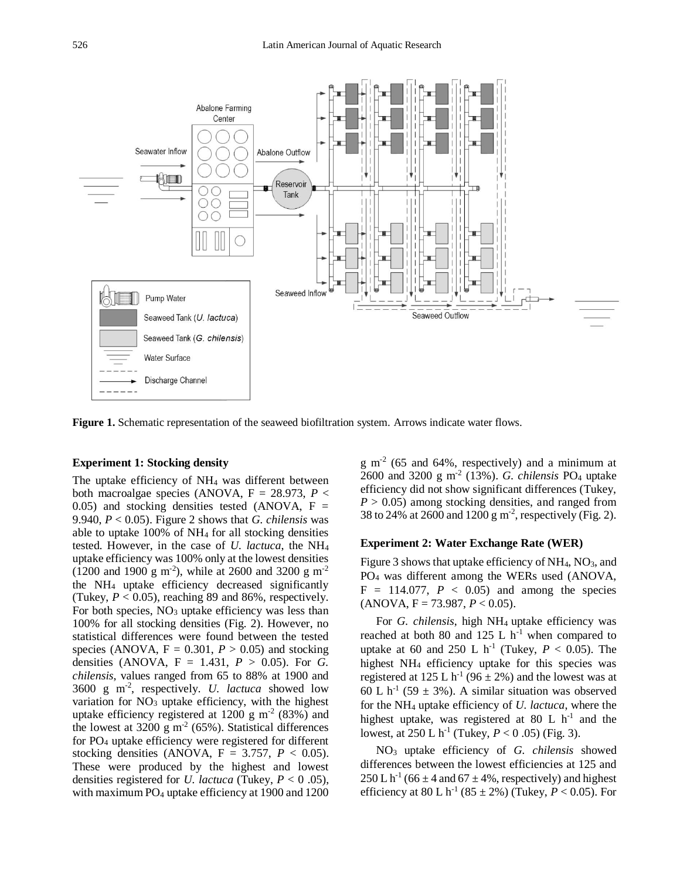**Figure 1.** Schematic representation of the seaweed biofiltration system. Arrows indicate water flows.

### Experiment 1: Stocking density

The uptake efficiency of $NH_4$ was different between both macroalgae species (ANOVA, F = 28.973, $P < 0.05$) and stocking densities tested (ANOVA, F = 9.940, $P < 0.05$). Figure 2 shows that *G. chilensis* was able to uptake 100% of $NH_4$ for all stocking densities tested. However, in the case of *U. lactuca*, the $NH_4$ uptake efficiency was 100% only at the lowest densities (1200 and 1900 g $m^{-2}$), while at 2600 and 3200 g $m^{-2}$ the $NH_4$ uptake efficiency decreased significantly (Tukey, $P < 0.05$), reaching 89 and 86%, respectively. For both species, $NO_3$ uptake efficiency was less than 100% for all stocking densities (Fig. 2). However, no statistical differences were found between the tested species (ANOVA, F = 0.301, $P > 0.05$) and stocking densities (ANOVA, F = 1.431, $P > 0.05$). For *G. chilensis*, values ranged from 65 to 88% at 1900 and 3600 g $m^{-2}$, respectively. *U. lactuca* showed low variation for $NO_3$ uptake efficiency, with the highest uptake efficiency registered at 1200 g $m^{-2}$ (83%) and the lowest at 3200 g $m^{-2}$ (65%). Statistical differences for $PO_4$ uptake efficiency were registered for different stocking densities (ANOVA, F = 3.757, $P < 0.05$). These were produced by the highest and lowest densities registered for *U. lactuca* (Tukey, $P < 0.05$), with maximum $PO_4$ uptake efficiency at 1900 and 1200 g $m^{-2}$ (65 and 64%, respectively) and a minimum at 2600 and 3200 g $m^{-2}$ (13%). *G. chilensis* $PO_4$ uptake efficiency did not show significant differences (Tukey, $P > 0.05$) among stocking densities, and ranged from 38 to 24% at 2600 and 1200 g $m^{-2}$, respectively (Fig. 2).

### Experiment 2: Water Exchange Rate (WER)

Figure 3 shows that uptake efficiency of $NH_4$, $NO_3$, and $PO_4$ was different among the WERs used (ANOVA, F = 114.077, $P < 0.05$) and among the species (ANOVA, F = 73.987, $P < 0.05$).

For *G. chilensis*, high $NH_4$ uptake efficiency was reached at both 80 and 125 L $h^{-1}$ when compared to uptake at 60 and 250 L $h^{-1}$ (Tukey, $P < 0.05$). The highest $NH_4$ efficiency uptake for this species was registered at 125 L $h^{-1}$ (96 ± 2%) and the lowest was at 60 L $h^{-1}$ (59 ± 3%). A similar situation was observed for the $NH_4$ uptake efficiency of *U. lactuca*, where the highest uptake, was registered at 80 L $h^{-1}$ and the lowest, at 250 L $h^{-1}$ (Tukey, $P < 0.05$) (Fig. 3).

$NO_3$ uptake efficiency of *G. chilensis* showed differences between the lowest efficiencies at 125 and 250 L $h^{-1}$ (66 ± 4 and 67 ± 4%, respectively) and highest efficiency at 80 L $h^{-1}$ (85 ± 2%) (Tukey, $P < 0.05$). For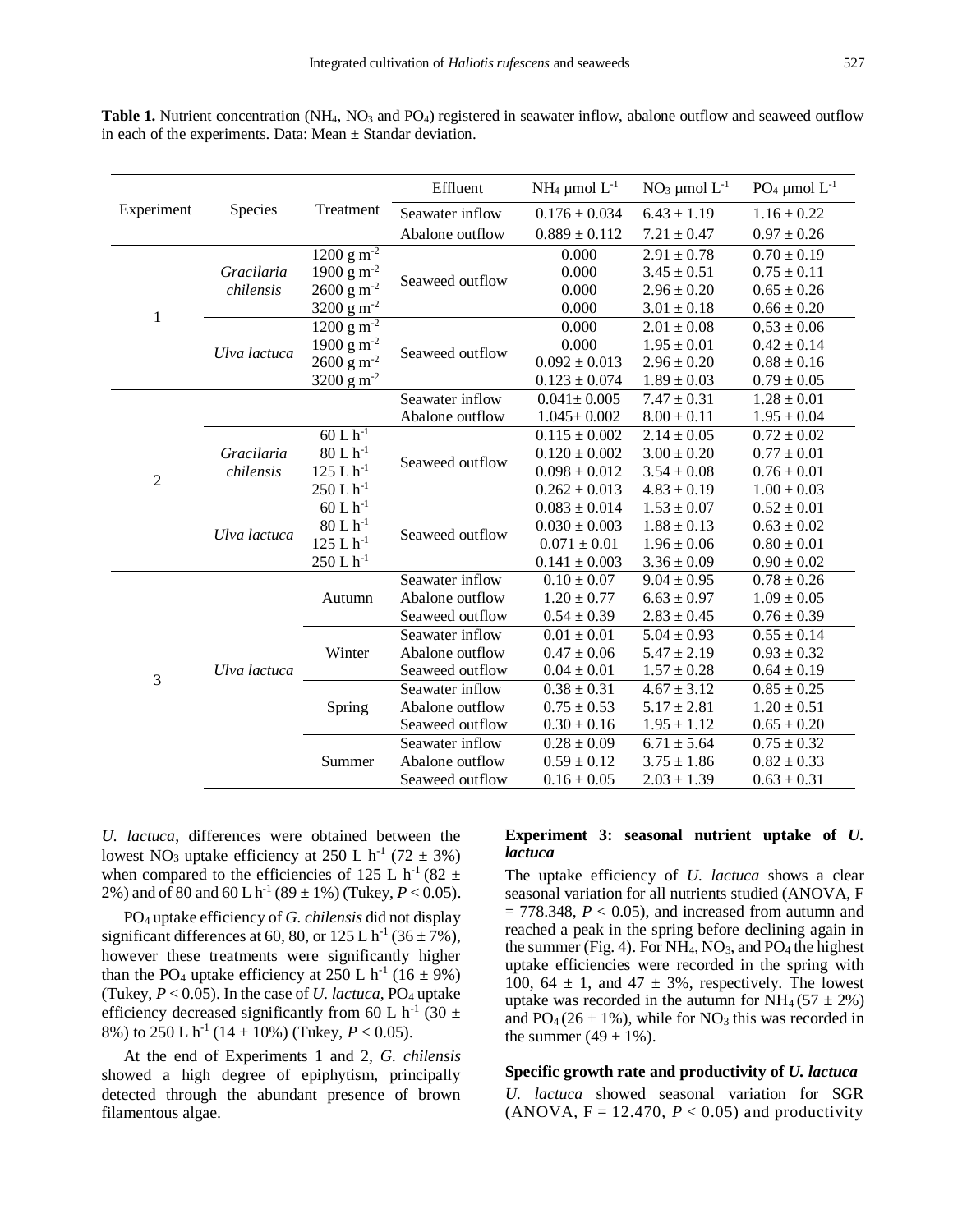**Table 1.** Nutrient concentration ($NH_4$, $NO_3$ and $PO_4$) registered in seawater inflow, abalone outflow and seaweed outflow in each of the experiments. Data: Mean ± Standar deviation.

| Experiment | Species | Treatment | Effluent | $NH_4$ µmol $L^{-1}$ | $NO_3$ µmol $L^{-1}$ | $PO_4$ µmol $L^{-1}$ |
|---|---|---|---|---|---|---|
| | | | Seawater inflow | 0.176 ± 0.034 | 6.43 ± 1.19 | 1.16 ± 0.22 |
| | | | Abalone outflow | 0.889 ± 0.112 | 7.21 ± 0.47 | 0.97 ± 0.26 |
| 1 | *Gracilaria chilensis* | 1200 g $m^{-2}$ | Seaweed outflow | 0.000 | 2.91 ± 0.78 | 0.70 ± 0.19 |
| | | 1900 g $m^{-2}$ | | 0.000 | 3.45 ± 0.51 | 0.75 ± 0.11 |
| | | 2600 g $m^{-2}$ | | 0.000 | 2.96 ± 0.20 | 0.65 ± 0.26 |
| | | 3200 g $m^{-2}$ | | 0.000 | 3.01 ± 0.18 | 0.66 ± 0.20 |
| | *Ulva lactuca* | 1200 g $m^{-2}$ | Seaweed outflow | 0.000 | 2.01 ± 0.08 | 0,53 ± 0.06 |
| | | 1900 g $m^{-2}$ | | 0.000 | 1.95 ± 0.01 | 0.42 ± 0.14 |
| | | 2600 g $m^{-2}$ | | 0.092 ± 0.013 | 2.96 ± 0.20 | 0.88 ± 0.16 |
| | | 3200 g $m^{-2}$ | | 0.123 ± 0.074 | 1.89 ± 0.03 | 0.79 ± 0.05 |
| 2 | | | Seawater inflow | 0.041± 0.005 | 7.47 ± 0.31 | 1.28 ± 0.01 |
| | | | Abalone outflow | 1.045± 0.002 | 8.00 ± 0.11 | 1.95 ± 0.04 |
| | *Gracilaria chilensis* | 60 L $h^{-1}$ | Seaweed outflow | 0.115 ± 0.002 | 2.14 ± 0.05 | 0.72 ± 0.02 |
| | | 80 L $h^{-1}$ | | 0.120 ± 0.002 | 3.00 ± 0.20 | 0.77 ± 0.01 |
| | | 125 L $h^{-1}$ | | 0.098 ± 0.012 | 3.54 ± 0.08 | 0.76 ± 0.01 |
| | | 250 L $h^{-1}$ | | 0.262 ± 0.013 | 4.83 ± 0.19 | 1.00 ± 0.03 |
| | *Ulva lactuca* | 60 L $h^{-1}$ | Seaweed outflow | 0.083 ± 0.014 | 1.53 ± 0.07 | 0.52 ± 0.01 |
| | | 80 L $h^{-1}$ | | 0.030 ± 0.003 | 1.88 ± 0.13 | 0.63 ± 0.02 |
| | | 125 L $h^{-1}$ | | 0.071 ± 0.01 | 1.96 ± 0.06 | 0.80 ± 0.01 |
| | | 250 L $h^{-1}$ | | 0.141 ± 0.003 | 3.36 ± 0.09 | 0.90 ± 0.02 |
| 3 | *Ulva lactuca* | Autumn | Seawater inflow | 0.10 ± 0.07 | 9.04 ± 0.95 | 0.78 ± 0.26 |
| | | | Abalone outflow | 1.20 ± 0.77 | 6.63 ± 0.97 | 1.09 ± 0.05 |
| | | | Seaweed outflow | 0.54 ± 0.39 | 2.83 ± 0.45 | 0.76 ± 0.39 |
| | | Winter | Seawater inflow | 0.01 ± 0.01 | 5.04 ± 0.93 | 0.55 ± 0.14 |
| | | | Abalone outflow | 0.47 ± 0.06 | 5.47 ± 2.19 | 0.93 ± 0.32 |
| | | | Seaweed outflow | 0.04 ± 0.01 | 1.57 ± 0.28 | 0.64 ± 0.19 |
| | | Spring | Seawater inflow | 0.38 ± 0.31 | 4.67 ± 3.12 | 0.85 ± 0.25 |
| | | | Abalone outflow | 0.75 ± 0.53 | 5.17 ± 2.81 | 1.20 ± 0.51 |
| | | | Seaweed outflow | 0.30 ± 0.16 | 1.95 ± 1.12 | 0.65 ± 0.20 |
| | | Summer | Seawater inflow | 0.28 ± 0.09 | 6.71 ± 5.64 | 0.75 ± 0.32 |
| | | | Abalone outflow | 0.59 ± 0.12 | 3.75 ± 1.86 | 0.82 ± 0.33 |
| | | | Seaweed outflow | 0.16 ± 0.05 | 2.03 ± 1.39 | 0.63 ± 0.31 |

*U. lactuca*, differences were obtained between the lowest $NO_3$ uptake efficiency at 250 L $h^{-1}$ (72 ± 3%) when compared to the efficiencies of 125 L $h^{-1}$ (82 ± 2%) and of 80 and 60 L $h^{-1}$ (89 ± 1%) (Tukey, $P < 0.05$).

$PO_4$ uptake efficiency of *G. chilensis* did not display significant differences at 60, 80, or 125 L $h^{-1}$ (36 ± 7%), however these treatments were significantly higher than the $PO_4$ uptake efficiency at 250 L $h^{-1}$ (16 ± 9%) (Tukey, $P < 0.05$). In the case of *U. lactuca*, $PO_4$ uptake efficiency decreased significantly from 60 L $h^{-1}$ (30 ± 8%) to 250 L $h^{-1}$ (14 ± 10%) (Tukey, $P < 0.05$).

At the end of Experiments 1 and 2, *G. chilensis* showed a high degree of epiphytism, principally detected through the abundant presence of brown filamentous algae.

**Experiment 3: seasonal nutrient uptake of *U. lactuca***

The uptake efficiency of *U. lactuca* shows a clear seasonal variation for all nutrients studied (ANOVA, F = 778.348, $P < 0.05$), and increased from autumn and reached a peak in the spring before declining again in the summer (Fig. 4). For $NH_4$, $NO_3$, and $PO_4$ the highest uptake efficiencies were recorded in the spring with 100, 64 ± 1, and 47 ± 3%, respectively. The lowest uptake was recorded in the autumn for $NH_4$ (57 ± 2%) and $PO_4$ (26 ± 1%), while for $NO_3$ this was recorded in the summer (49 ± 1%).

**Specific growth rate and productivity of *U. lactuca***

*U. lactuca* showed seasonal variation for SGR (ANOVA, F = 12.470, $P < 0.05$) and productivity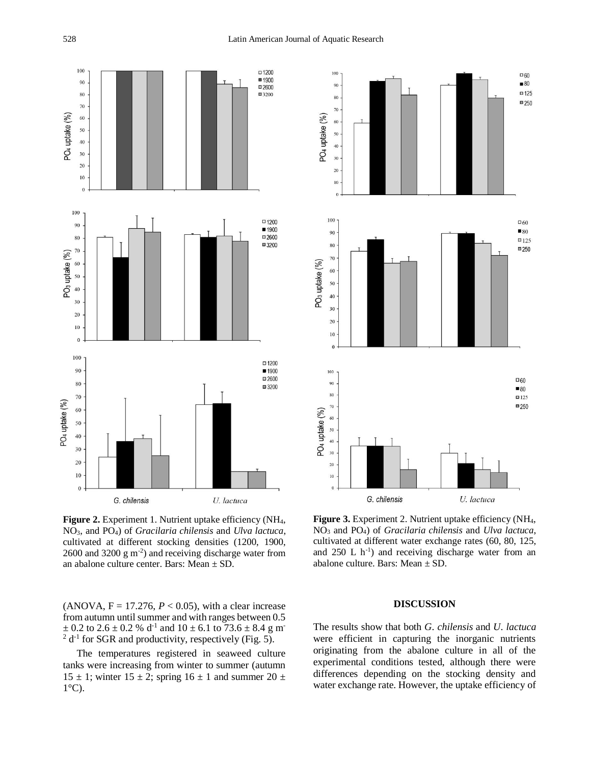**Figure 2.** Experiment 1. Nutrient uptake efficiency ($NH_4$, $NO_3$, and $PO_4$) of *Gracilaria chilensis* and *Ulva lactuca*, cultivated at different stocking densities (1200, 1900, 2600 and 3200 g $m^{-2}$) and receiving discharge water from an abalone culture center. Bars: Mean ± SD.

**Figure 3.** Experiment 2. Nutrient uptake efficiency ($NH_4$, $NO_3$ and $PO_4$) of *Gracilaria chilensis* and *Ulva lactuca*, cultivated at different water exchange rates (60, 80, 125, and 250 L $h^{-1}$) and receiving discharge water from an abalone culture. Bars: Mean ± SD.

(ANOVA, $F = 17.276$, $P < 0.05$), with a clear increase from autumn until summer and with ranges between 0.5 ± 0.2 to 2.6 ± 0.2 % $d^{-1}$ and 10 ± 6.1 to 73.6 ± 8.4 g $m^{-2}$ $d^{-1}$ for SGR and productivity, respectively (Fig. 5).

The temperatures registered in seaweed culture tanks were increasing from winter to summer (autumn 15 ± 1; winter 15 ± 2; spring 16 ± 1 and summer 20 ± 1°C).

## DISCUSSION

The results show that both *G. chilensis* and *U. lactuca* were efficient in capturing the inorganic nutrients originating from the abalone culture in all of the experimental conditions tested, although there were differences depending on the stocking density and water exchange rate. However, the uptake efficiency of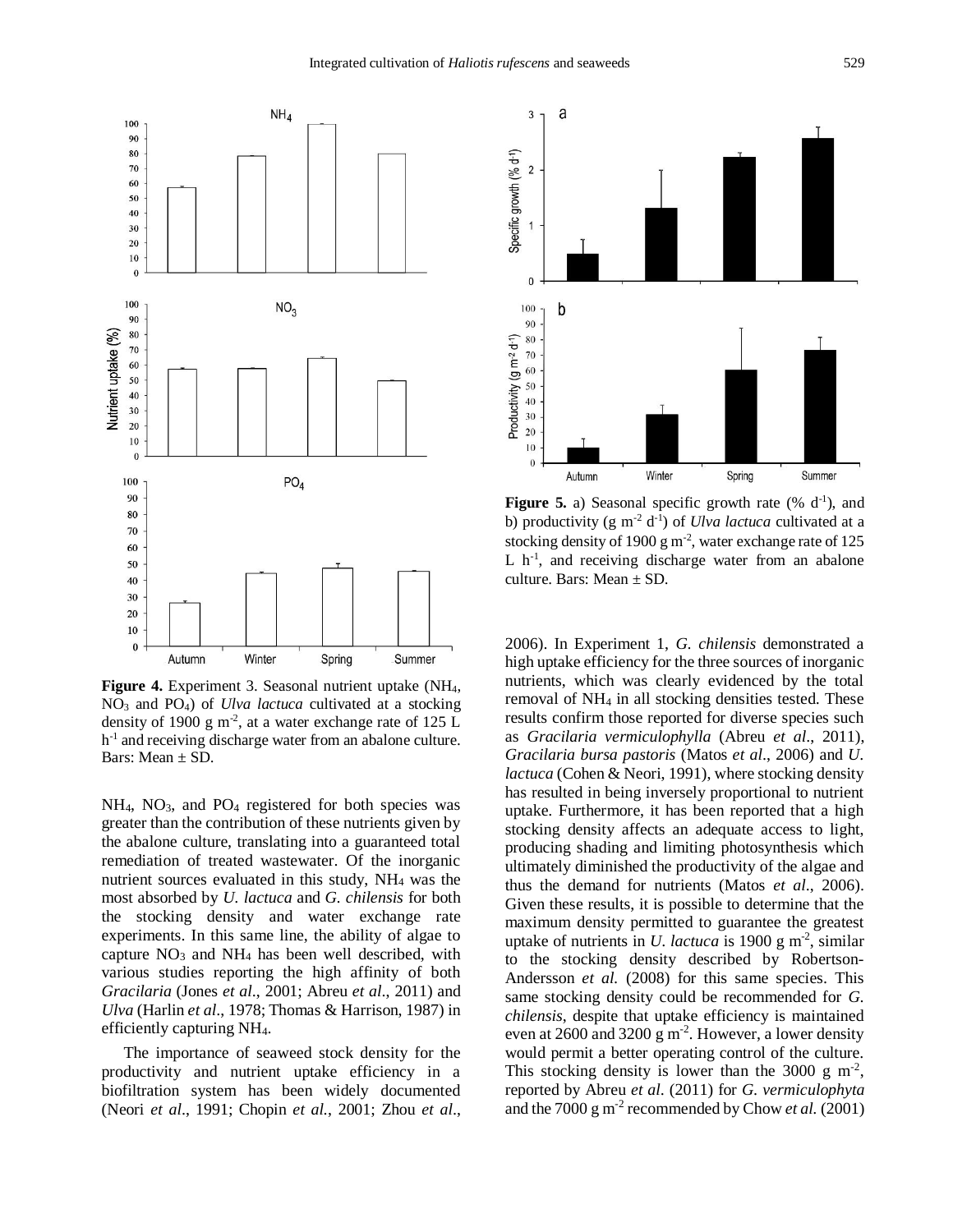**Figure 4.** Experiment 3. Seasonal nutrient uptake ($NH_4$, $NO_3$ and $PO_4$) of *Ulva lactuca* cultivated at a stocking density of 1900 g $m^{-2}$, at a water exchange rate of 125 L $h^{-1}$ and receiving discharge water from an abalone culture. Bars: Mean ± SD.

**Figure 5.** a) Seasonal specific growth rate (% $d^{-1}$), and b) productivity (g $m^{-2}$ $d^{-1}$) of *Ulva lactuca* cultivated at a stocking density of 1900 g $m^{-2}$, water exchange rate of 125 L $h^{-1}$, and receiving discharge water from an abalone culture. Bars: Mean ± SD.

$NH_4$, $NO_3$, and $PO_4$ registered for both species was greater than the contribution of these nutrients given by the abalone culture, translating into a guaranteed total remediation of treated wastewater. Of the inorganic nutrient sources evaluated in this study, $NH_4$ was the most absorbed by *U. lactuca* and *G. chilensis* for both the stocking density and water exchange rate experiments. In this same line, the ability of algae to capture $NO_3$ and $NH_4$ has been well described, with various studies reporting the high affinity of both *Gracilaria* (Jones *et al*., 2001; Abreu *et al*., 2011) and *Ulva* (Harlin *et al*., 1978; Thomas & Harrison, 1987) in efficiently capturing $NH_4$.

The importance of seaweed stock density for the productivity and nutrient uptake efficiency in a biofiltration system has been widely documented (Neori *et al*., 1991; Chopin *et al.*, 2001; Zhou *et al*., 2006). In Experiment 1, *G. chilensis* demonstrated a high uptake efficiency for the three sources of inorganic nutrients, which was clearly evidenced by the total removal of $NH_4$ in all stocking densities tested. These results confirm those reported for diverse species such as *Gracilaria vermiculophylla* (Abreu *et al*., 2011), *Gracilaria bursa pastoris* (Matos *et al*., 2006) and *U. lactuca* (Cohen & Neori, 1991), where stocking density has resulted in being inversely proportional to nutrient uptake. Furthermore, it has been reported that a high stocking density affects an adequate access to light, producing shading and limiting photosynthesis which ultimately diminished the productivity of the algae and thus the demand for nutrients (Matos *et al*., 2006). Given these results, it is possible to determine that the maximum density permitted to guarantee the greatest uptake of nutrients in *U. lactuca* is 1900 g $m^{-2}$, similar to the stocking density described by Robertson-Andersson *et al.* (2008) for this same species. This same stocking density could be recommended for *G. chilensis*, despite that uptake efficiency is maintained even at 2600 and 3200 g $m^{-2}$. However, a lower density would permit a better operating control of the culture. This stocking density is lower than the 3000 g $m^{-2}$, reported by Abreu *et al*. (2011) for *G. vermiculophyta* and the 7000 g $m^{-2}$ recommended by Chow *et al.* (2001)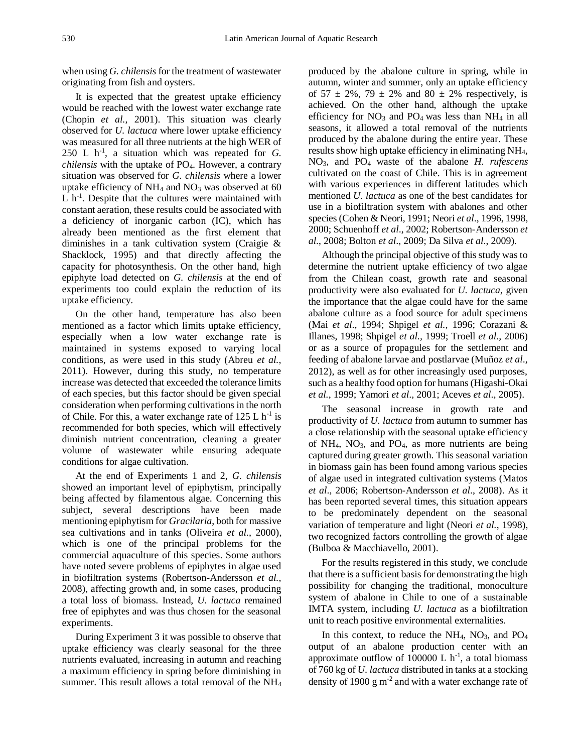when using *G. chilensis* for the treatment of wastewater originating from fish and oysters.

It is expected that the greatest uptake efficiency would be reached with the lowest water exchange rate (Chopin *et al.*, 2001). This situation was clearly observed for *U. lactuca* where lower uptake efficiency was measured for all three nutrients at the high WER of 250 L $h^{-1}$, a situation which was repeated for *G. chilensis* with the uptake of $PO_4$. However, a contrary situation was observed for *G. chilensis* where a lower uptake efficiency of $NH_4$ and $NO_3$ was observed at 60 L $h^{-1}$. Despite that the cultures were maintained with constant aeration, these results could be associated with a deficiency of inorganic carbon (IC), which has already been mentioned as the first element that diminishes in a tank cultivation system (Craigie & Shacklock, 1995) and that directly affecting the capacity for photosynthesis. On the other hand, high epiphyte load detected on *G. chilensis* at the end of experiments too could explain the reduction of its uptake efficiency.

On the other hand, temperature has also been mentioned as a factor which limits uptake efficiency, especially when a low water exchange rate is maintained in systems exposed to varying local conditions, as were used in this study (Abreu *et al.*, 2011). However, during this study, no temperature increase was detected that exceeded the tolerance limits of each species, but this factor should be given special consideration when performing cultivations in the north of Chile. For this, a water exchange rate of 125 L $h^{-1}$ is recommended for both species, which will effectively diminish nutrient concentration, cleaning a greater volume of wastewater while ensuring adequate conditions for algae cultivation.

At the end of Experiments 1 and 2, *G. chilensis* showed an important level of epiphytism, principally being affected by filamentous algae. Concerning this subject, several descriptions have been made mentioning epiphytism for *Gracilaria*, both for massive sea cultivations and in tanks (Oliveira *et al.*, 2000), which is one of the principal problems for the commercial aquaculture of this species. Some authors have noted severe problems of epiphytes in algae used in biofiltration systems (Robertson-Andersson *et al.*, 2008), affecting growth and, in some cases, producing a total loss of biomass. Instead, *U. lactuca* remained free of epiphytes and was thus chosen for the seasonal experiments.

During Experiment 3 it was possible to observe that uptake efficiency was clearly seasonal for the three nutrients evaluated, increasing in autumn and reaching a maximum efficiency in spring before diminishing in summer. This result allows a total removal of the $NH_4$ produced by the abalone culture in spring, while in autumn, winter and summer, only an uptake efficiency of $57 \pm 2\%$, $79 \pm 2\%$ and $80 \pm 2\%$ respectively, is achieved. On the other hand, although the uptake efficiency for $NO_3$ and $PO_4$ was less than $NH_4$ in all seasons, it allowed a total removal of the nutrients produced by the abalone during the entire year. These results show high uptake efficiency in eliminating $NH_4$, $NO_3$, and $PO_4$ waste of the abalone *H. rufescens* cultivated on the coast of Chile. This is in agreement with various experiences in different latitudes which mentioned *U. lactuca* as one of the best candidates for use in a biofiltration system with abalones and other species (Cohen & Neori, 1991; Neori *et al*., 1996, 1998, 2000; Schuenhoff *et al*., 2002; Robertson-Andersson *et al*., 2008; Bolton *et al*., 2009; Da Silva *et al*., 2009).

Although the principal objective of this study was to determine the nutrient uptake efficiency of two algae from the Chilean coast, growth rate and seasonal productivity were also evaluated for *U. lactuca*, given the importance that the algae could have for the same abalone culture as a food source for adult specimens (Mai *et al*., 1994; Shpigel *et al.,* 1996; Corazani & Illanes, 1998; Shpigel *et al.,* 1999; Troell *et al.,* 2006) or as a source of propagules for the settlement and feeding of abalone larvae and postlarvae (Muñoz *et al*., 2012), as well as for other increasingly used purposes, such as a healthy food option for humans (Higashi-Okai *et al.*, 1999; Yamori *et al*., 2001; Aceves *et al*., 2005).

The seasonal increase in growth rate and productivity of *U. lactuca* from autumn to summer has a close relationship with the seasonal uptake efficiency of $NH_4$, $NO_3$, and $PO_4$, as more nutrients are being captured during greater growth. This seasonal variation in biomass gain has been found among various species of algae used in integrated cultivation systems (Matos *et al*., 2006; Robertson-Andersson *et al*., 2008). As it has been reported several times, this situation appears to be predominately dependent on the seasonal variation of temperature and light (Neori *et al.*, 1998), two recognized factors controlling the growth of algae (Bulboa & Macchiavello, 2001).

For the results registered in this study, we conclude that there is a sufficient basis for demonstrating the high possibility for changing the traditional, monoculture system of abalone in Chile to one of a sustainable IMTA system, including *U. lactuca* as a biofiltration unit to reach positive environmental externalities.

In this context, to reduce the $NH_4$, $NO_3$, and $PO_4$ output of an abalone production center with an approximate outflow of 100000 L $h^{-1}$, a total biomass of 760 kg of *U. lactuca* distributed in tanks at a stocking density of 1900 g $m^{-2}$ and with a water exchange rate of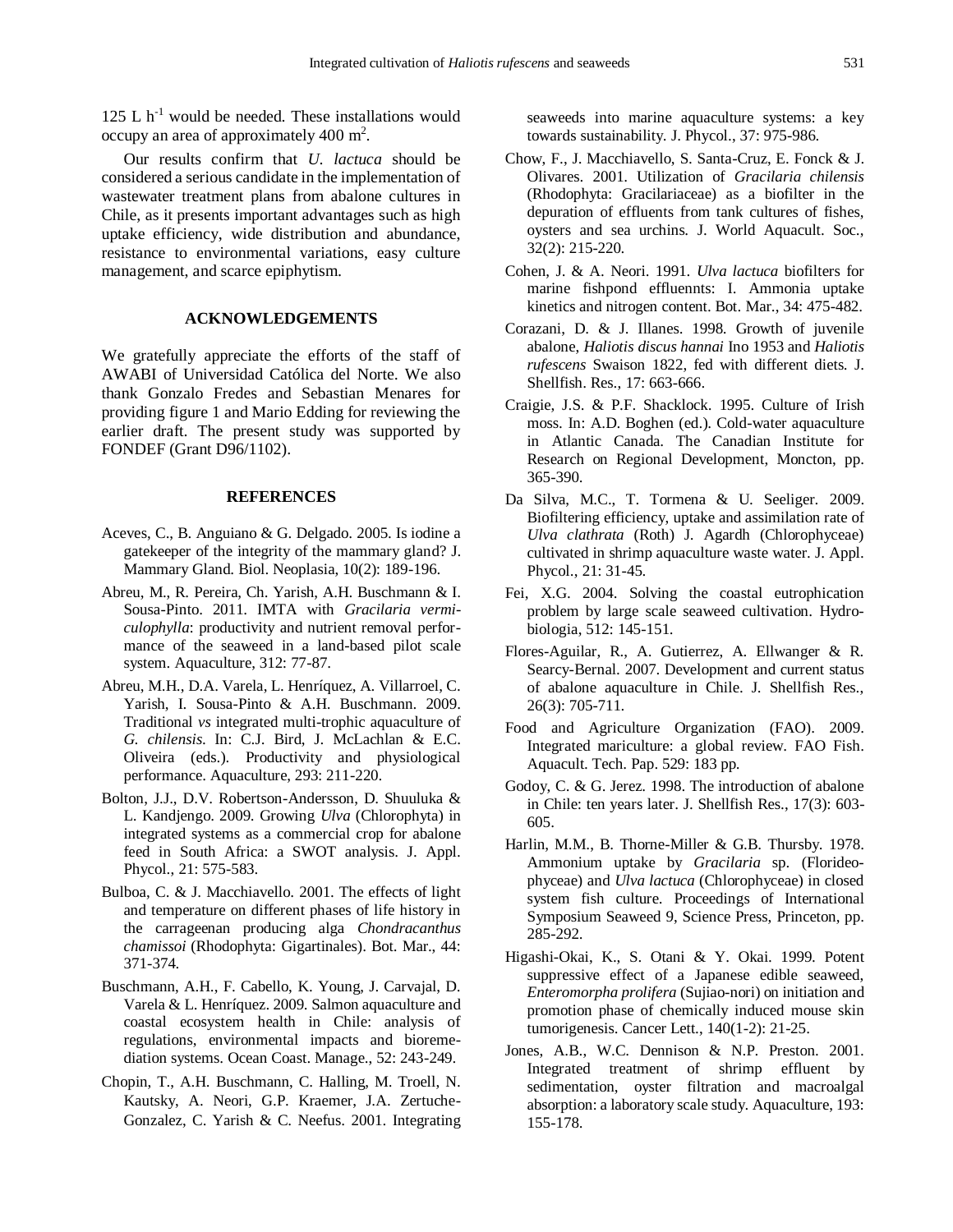125 L $h^{-1}$ would be needed. These installations would occupy an area of approximately 400 $m^2$.

Our results confirm that *U. lactuca* should be considered a serious candidate in the implementation of wastewater treatment plans from abalone cultures in Chile, as it presents important advantages such as high uptake efficiency, wide distribution and abundance, resistance to environmental variations, easy culture management, and scarce epiphytism.

## ACKNOWLEDGEMENTS

We gratefully appreciate the efforts of the staff of AWABI of Universidad Católica del Norte. We also thank Gonzalo Fredes and Sebastian Menares for providing figure 1 and Mario Edding for reviewing the earlier draft. The present study was supported by FONDEF (Grant D96/1102).

## REFERENCES

Aceves, C., B. Anguiano & G. Delgado. 2005. Is iodine a gatekeeper of the integrity of the mammary gland? J. Mammary Gland. Biol. Neoplasia, 10(2): 189-196.

Abreu, M., R. Pereira, Ch. Yarish, A.H. Buschmann & I. Sousa-Pinto. 2011. IMTA with *Gracilaria vermiculophylla*: productivity and nutrient removal performance of the seaweed in a land-based pilot scale system. Aquaculture, 312: 77-87.

Abreu, M.H., D.A. Varela, L. Henríquez, A. Villarroel, C. Yarish, I. Sousa-Pinto & A.H. Buschmann. 2009. Traditional *vs* integrated multi-trophic aquaculture of *G. chilensis*. In: C.J. Bird, J. McLachlan & E.C. Oliveira (eds.). Productivity and physiological performance. Aquaculture, 293: 211-220.

Bolton, J.J., D.V. Robertson-Andersson, D. Shuuluka & L. Kandjengo. 2009. Growing *Ulva* (Chlorophyta) in integrated systems as a commercial crop for abalone feed in South Africa: a SWOT analysis. J. Appl. Phycol., 21: 575-583.

Bulboa, C. & J. Macchiavello. 2001. The effects of light and temperature on different phases of life history in the carrageenan producing alga *Chondracanthus chamissoi* (Rhodophyta: Gigartinales). Bot. Mar., 44: 371-374.

Buschmann, A.H., F. Cabello, K. Young, J. Carvajal, D. Varela & L. Henríquez. 2009. Salmon aquaculture and coastal ecosystem health in Chile: analysis of regulations, environmental impacts and bioremediation systems. Ocean Coast. Manage., 52: 243-249.

Chopin, T., A.H. Buschmann, C. Halling, M. Troell, N. Kautsky, A. Neori, G.P. Kraemer, J.A. Zertuche-Gonzalez, C. Yarish & C. Neefus. 2001. Integrating seaweeds into marine aquaculture systems: a key towards sustainability. J. Phycol., 37: 975-986.

Chow, F., J. Macchiavello, S. Santa-Cruz, E. Fonck & J. Olivares. 2001. Utilization of *Gracilaria chilensis* (Rhodophyta: Gracilariaceae) as a biofilter in the depuration of effluents from tank cultures of fishes, oysters and sea urchins. J. World Aquacult. Soc., 32(2): 215-220.

Cohen, J. & A. Neori. 1991. *Ulva lactuca* biofilters for marine fishpond effluennts: I. Ammonia uptake kinetics and nitrogen content. Bot. Mar., 34: 475-482.

Corazani, D. & J. Illanes. 1998. Growth of juvenile abalone, *Haliotis discus hannai* Ino 1953 and *Haliotis rufescens* Swaison 1822, fed with different diets. J. Shellfish. Res., 17: 663-666.

Craigie, J.S. & P.F. Shacklock. 1995. Culture of Irish moss. In: A.D. Boghen (ed.). Cold-water aquaculture in Atlantic Canada. The Canadian Institute for Research on Regional Development, Moncton, pp. 365-390.

Da Silva, M.C., T. Tormena & U. Seeliger. 2009. Biofiltering efficiency, uptake and assimilation rate of *Ulva clathrata* (Roth) J. Agardh (Chlorophyceae) cultivated in shrimp aquaculture waste water. J. Appl. Phycol., 21: 31-45.

Fei, X.G. 2004. Solving the coastal eutrophication problem by large scale seaweed cultivation. Hydrobiologia, 512: 145-151.

Flores-Aguilar, R., A. Gutierrez, A. Ellwanger & R. Searcy-Bernal. 2007. Development and current status of abalone aquaculture in Chile. J. Shellfish Res., 26(3): 705-711.

Food and Agriculture Organization (FAO). 2009. Integrated mariculture: a global review. FAO Fish. Aquacult. Tech. Pap. 529: 183 pp.

Godoy, C. & G. Jerez. 1998. The introduction of abalone in Chile: ten years later. J. Shellfish Res., 17(3): 603-605.

Harlin, M.M., B. Thorne-Miller & G.B. Thursby. 1978. Ammonium uptake by *Gracilaria* sp. (Florideophyceae) and *Ulva lactuca* (Chlorophyceae) in closed system fish culture. Proceedings of International Symposium Seaweed 9, Science Press, Princeton, pp. 285-292.

Higashi-Okai, K., S. Otani & Y. Okai. 1999. Potent suppressive effect of a Japanese edible seaweed, *Enteromorpha prolifera* (Sujiao-nori) on initiation and promotion phase of chemically induced mouse skin tumorigenesis. Cancer Lett., 140(1-2): 21-25.

Jones, A.B., W.C. Dennison & N.P. Preston. 2001. Integrated treatment of shrimp effluent by sedimentation, oyster filtration and macroalgal absorption: a laboratory scale study. Aquaculture, 193: 155-178.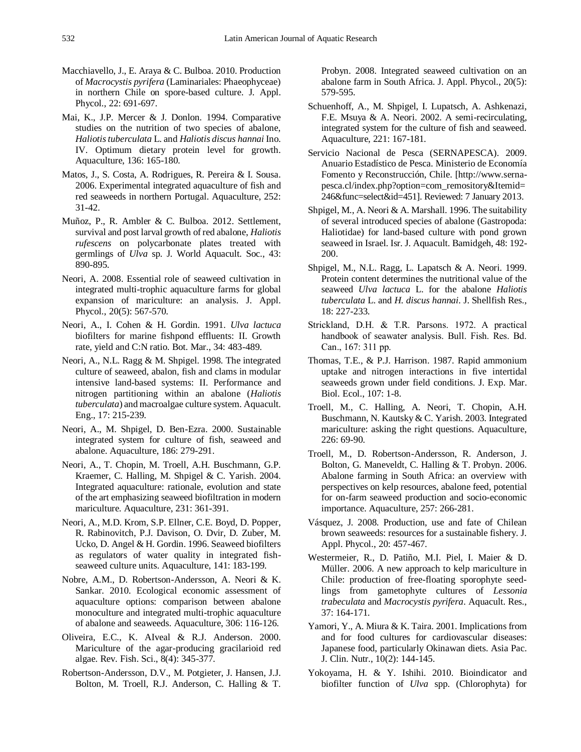Macchiavello, J., E. Araya & C. Bulboa. 2010. Production of *Macrocystis pyrifera* (Laminariales: Phaeophyceae) in northern Chile on spore-based culture. J. Appl. Phycol., 22: 691-697.

Mai, K., J.P. Mercer & J. Donlon. 1994. Comparative studies on the nutrition of two species of abalone, *Haliotis tuberculata* L. and *Haliotis discus hannai* Ino. IV. Optimum dietary protein level for growth. Aquaculture, 136: 165-180.

Matos, J., S. Costa, A. Rodrigues, R. Pereira & I. Sousa. 2006. Experimental integrated aquaculture of fish and red seaweeds in northern Portugal. Aquaculture, 252: 31-42.

Muñoz, P., R. Ambler & C. Bulboa. 2012. Settlement, survival and post larval growth of red abalone, *Haliotis rufescens* on polycarbonate plates treated with germlings of *Ulva* sp. J. World Aquacult. Soc., 43: 890-895.

Neori, A. 2008. Essential role of seaweed cultivation in integrated multi-trophic aquaculture farms for global expansion of mariculture: an analysis. J. Appl. Phycol., 20(5): 567-570.

Neori, A., I. Cohen & H. Gordin. 1991. *Ulva lactuca* biofilters for marine fishpond effluents: II. Growth rate, yield and C:N ratio. Bot. Mar., 34: 483-489.

Neori, A., N.L. Ragg & M. Shpigel. 1998. The integrated culture of seaweed, abalon, fish and clams in modular intensive land-based systems: II. Performance and nitrogen partitioning within an abalone (*Haliotis tuberculata*) and macroalgae culture system. Aquacult. Eng., 17: 215-239.

Neori, A., M. Shpigel, D. Ben-Ezra. 2000. Sustainable integrated system for culture of fish, seaweed and abalone. Aquaculture, 186: 279-291.

Neori, A., T. Chopin, M. Troell, A.H. Buschmann, G.P. Kraemer, C. Halling, M. Shpigel & C. Yarish. 2004. Integrated aquaculture: rationale, evolution and state of the art emphasizing seaweed biofiltration in modern mariculture. Aquaculture, 231: 361-391.

Neori, A., M.D. Krom, S.P. Ellner, C.E. Boyd, D. Popper, R. Rabinovitch, P.J. Davison, O. Dvir, D. Zuber, M. Ucko, D. Angel & H. Gordin. 1996. Seaweed biofilters as regulators of water quality in integrated fish-seaweed culture units. Aquaculture, 141: 183-199.

Nobre, A.M., D. Robertson-Andersson, A. Neori & K. Sankar. 2010. Ecological economic assessment of aquaculture options: comparison between abalone monoculture and integrated multi-trophic aquaculture of abalone and seaweeds. Aquaculture, 306: 116-126.

Oliveira, E.C., K. AIveal & R.J. Anderson. 2000. Mariculture of the agar-producing gracilarioid red algae. Rev. Fish. Sci., 8(4): 345-377.

Robertson-Andersson, D.V., M. Potgieter, J. Hansen, J.J. Bolton, M. Troell, R.J. Anderson, C. Halling & T. Probyn. 2008. Integrated seaweed cultivation on an abalone farm in South Africa. J. Appl. Phycol., 20(5): 579-595.

Schuenhoff, A., M. Shpigel, I. Lupatsch, A. Ashkenazi, F.E. Msuya & A. Neori. 2002. A semi-recirculating, integrated system for the culture of fish and seaweed. Aquaculture, 221: 167-181.

Servicio Nacional de Pesca (SERNAPESCA). 2009. Anuario Estadístico de Pesca. Ministerio de Economía Fomento y Reconstrucción, Chile. [http://www.sernapesca.cl/index.php?option=com_remository&Itemid=246&func=select&id=451]. Reviewed: 7 January 2013.

Shpigel, M., A. Neori & A. Marshall. 1996. The suitability of several introduced species of abalone (Gastropoda: Haliotidae) for land-based culture with pond grown seaweed in Israel. Isr. J. Aquacult. Bamidgeh, 48: 192-200.

Shpigel, M., N.L. Ragg, L. Lapatsch & A. Neori. 1999. Protein content determines the nutritional value of the seaweed *Ulva lactuca* L. for the abalone *Haliotis tuberculata* L. and *H. discus hannai*. J. Shellfish Res., 18: 227-233.

Strickland, D.H. & T.R. Parsons. 1972. A practical handbook of seawater analysis. Bull. Fish. Res. Bd. Can., 167: 311 pp.

Thomas, T.E., & P.J. Harrison. 1987. Rapid ammonium uptake and nitrogen interactions in five intertidal seaweeds grown under field conditions. J. Exp. Mar. Biol. Ecol., 107: 1-8.

Troell, M., C. Halling, A. Neori, T. Chopin, A.H. Buschmann, N. Kautsky & C. Yarish. 2003. Integrated mariculture: asking the right questions. Aquaculture, 226: 69-90.

Troell, M., D. Robertson-Andersson, R. Anderson, J. Bolton, G. Maneveldt, C. Halling & T. Probyn. 2006. Abalone farming in South Africa: an overview with perspectives on kelp resources, abalone feed, potential for on-farm seaweed production and socio-economic importance. Aquaculture, 257: 266-281.

Vásquez, J. 2008. Production, use and fate of Chilean brown seaweeds: resources for a sustainable fishery. J. Appl. Phycol., 20: 457-467.

Westermeier, R., D. Patiño, M.I. Piel, I. Maier & D. Müller. 2006. A new approach to kelp mariculture in Chile: production of free-floating sporophyte seedlings from gametophyte cultures of *Lessonia trabeculata* and *Macrocystis pyrifera*. Aquacult. Res., 37: 164-171.

Yamori, Y., A. Miura & K. Taira. 2001. Implications from and for food cultures for cardiovascular diseases: Japanese food, particularly Okinawan diets. Asia Pac. J. Clin. Nutr., 10(2): 144-145.

Yokoyama, H. & Y. Ishihi. 2010. Bioindicator and biofilter function of *Ulva* spp. (Chlorophyta) for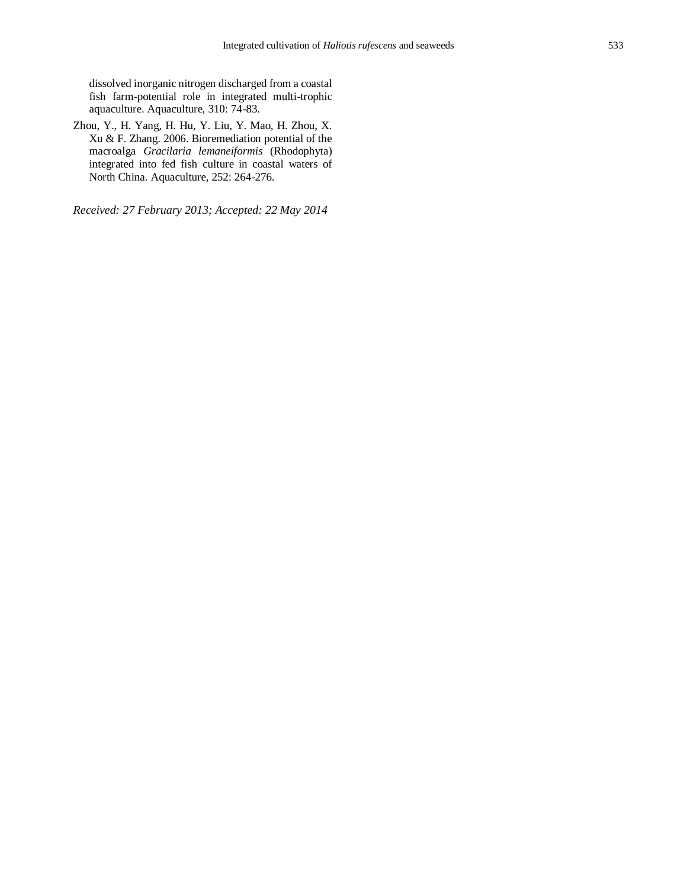dissolved inorganic nitrogen discharged from a coastal fish farm-potential role in integrated multi-trophic aquaculture. Aquaculture, 310: 74-83.

Zhou, Y., H. Yang, H. Hu, Y. Liu, Y. Mao, H. Zhou, X. Xu & F. Zhang. 2006. Bioremediation potential of the macroalga *Gracilaria lemaneiformis* (Rhodophyta) integrated into fed fish culture in coastal waters of North China. Aquaculture, 252: 264-276.

*Received: 27 February 2013; Accepted: 22 May 2014*